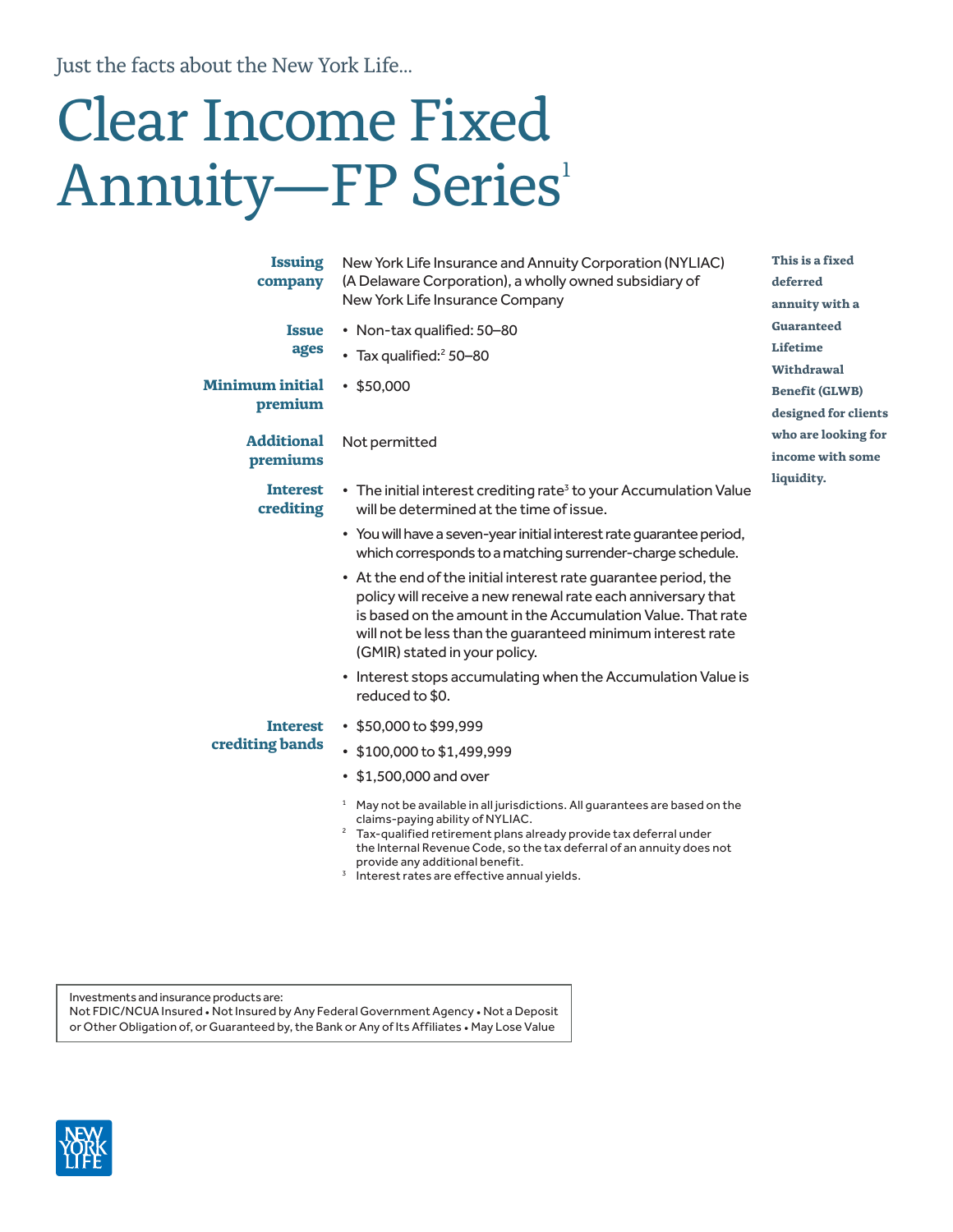Just the facts about the New York Life...

# Clear Income Fixed Annuity—FP Series[1]

**This is a fixed deferred annuity with a Guaranteed Lifetime Withdrawal Benefit (GLWB) designed for clients who are looking for income with some liquidity.**

**Issuing company**

New York Life Insurance and Annuity Corporation (NYLIAC) (A Delaware Corporation), a wholly owned subsidiary of New York Life Insurance Company

**Issue ages**

- Non-tax qualified: 50–80
- Tax qualified:[2] 50–80

**Minimum initial premium**

- $50,000

**Additional premiums**

Not permitted

**Interest crediting**

- The initial interest crediting rate[3] to your Accumulation Value will be determined at the time of issue.
- You will have a seven-year initial interest rate guarantee period, which corresponds to a matching surrender-charge schedule.
- At the end of the initial interest rate guarantee period, the policy will receive a new renewal rate each anniversary that is based on the amount in the Accumulation Value. That rate will not be less than the guaranteed minimum interest rate (GMIR) stated in your policy.
- Interest stops accumulating when the Accumulation Value is reduced to $0.

**Interest crediting bands**

- $50,000 to $99,999
- $100,000 to $1,499,999
- $1,500,000 and over

[1] May not be available in all jurisdictions. All guarantees are based on the claims-paying ability of NYLIAC.
[2] Tax-qualified retirement plans already provide tax deferral under the Internal Revenue Code, so the tax deferral of an annuity does not provide any additional benefit.
[3] Interest rates are effective annual yields.

Investments and insurance products are:
Not FDIC/NCUA Insured • Not Insured by Any Federal Government Agency • Not a Deposit or Other Obligation of, or Guaranteed by, the Bank or Any of Its Affiliates • May Lose Value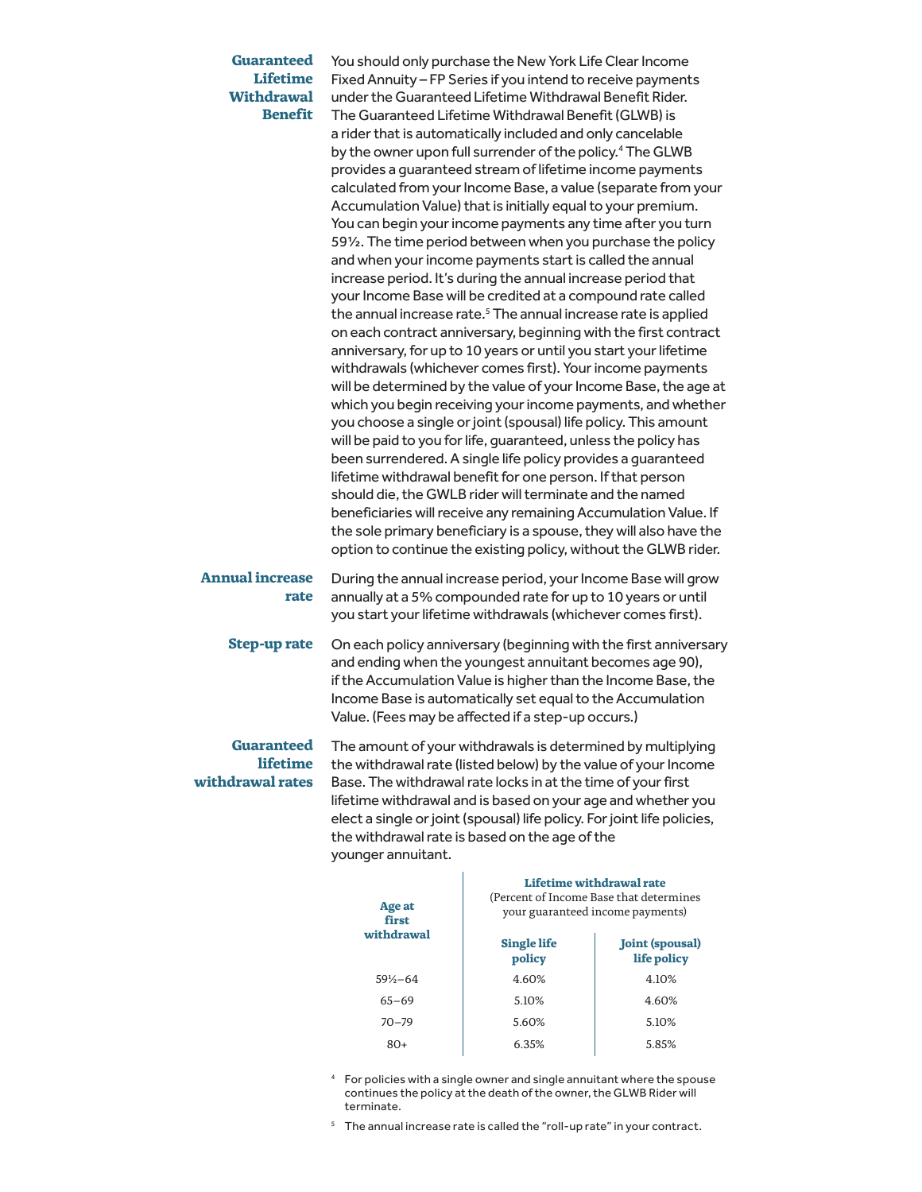### Guaranteed Lifetime Withdrawal Benefit

You should only purchase the New York Life Clear Income Fixed Annuity – FP Series if you intend to receive payments under the Guaranteed Lifetime Withdrawal Benefit Rider. The Guaranteed Lifetime Withdrawal Benefit (GLWB) is a rider that is automatically included and only cancelable by the owner upon full surrender of the policy.[4] The GLWB provides a guaranteed stream of lifetime income payments calculated from your Income Base, a value (separate from your Accumulation Value) that is initially equal to your premium. You can begin your income payments any time after you turn 59½. The time period between when you purchase the policy and when your income payments start is called the annual increase period. It's during the annual increase period that your Income Base will be credited at a compound rate called the annual increase rate.[5] The annual increase rate is applied on each contract anniversary, beginning with the first contract anniversary, for up to 10 years or until you start your lifetime withdrawals (whichever comes first). Your income payments will be determined by the value of your Income Base, the age at which you begin receiving your income payments, and whether you choose a single or joint (spousal) life policy. This amount will be paid to you for life, guaranteed, unless the policy has been surrendered. A single life policy provides a guaranteed lifetime withdrawal benefit for one person. If that person should die, the GWLB rider will terminate and the named beneficiaries will receive any remaining Accumulation Value. If the sole primary beneficiary is a spouse, they will also have the option to continue the existing policy, without the GLWB rider.

### Annual increase rate

During the annual increase period, your Income Base will grow annually at a 5% compounded rate for up to 10 years or until you start your lifetime withdrawals (whichever comes first).

### Step-up rate

On each policy anniversary (beginning with the first anniversary and ending when the youngest annuitant becomes age 90), if the Accumulation Value is higher than the Income Base, the Income Base is automatically set equal to the Accumulation Value. (Fees may be affected if a step-up occurs.)

### Guaranteed lifetime withdrawal rates

The amount of your withdrawals is determined by multiplying the withdrawal rate (listed below) by the value of your Income Base. The withdrawal rate locks in at the time of your first lifetime withdrawal and is based on your age and whether you elect a single or joint (spousal) life policy. For joint life policies, the withdrawal rate is based on the age of the younger annuitant.

| Age at first withdrawal | Lifetime withdrawal rate (Percent of Income Base that determines your guaranteed income payments) | |
|---|---|---|
| | **Single life policy** | **Joint (spousal) life policy** |
| 59½–64 | 4.60% | 4.10% |
| 65–69 | 5.10% | 4.60% |
| 70–79 | 5.60% | 5.10% |
| 80+ | 6.35% | 5.85% |

[4] For policies with a single owner and single annuitant where the spouse continues the policy at the death of the owner, the GLWB Rider will terminate.

[5] The annual increase rate is called the "roll-up rate" in your contract.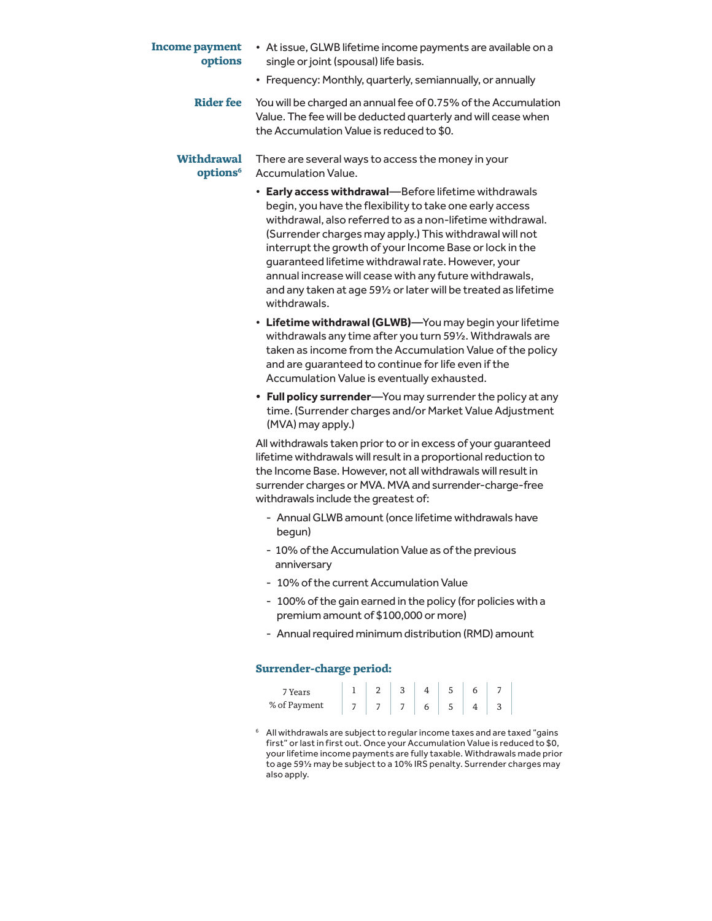**Income payment options**

- At issue, GLWB lifetime income payments are available on a single or joint (spousal) life basis.
- Frequency: Monthly, quarterly, semiannually, or annually

**Rider fee**

You will be charged an annual fee of 0.75% of the Accumulation Value. The fee will be deducted quarterly and will cease when the Accumulation Value is reduced to $0.

**Withdrawal options**[6]

There are several ways to access the money in your Accumulation Value.

- **Early access withdrawal**—Before lifetime withdrawals begin, you have the flexibility to take one early access withdrawal, also referred to as a non-lifetime withdrawal. (Surrender charges may apply.) This withdrawal will not interrupt the growth of your Income Base or lock in the guaranteed lifetime withdrawal rate. However, your annual increase will cease with any future withdrawals, and any taken at age 59½ or later will be treated as lifetime withdrawals.
- **Lifetime withdrawal (GLWB)**—You may begin your lifetime withdrawals any time after you turn 59½. Withdrawals are taken as income from the Accumulation Value of the policy and are guaranteed to continue for life even if the Accumulation Value is eventually exhausted.
- **Full policy surrender**—You may surrender the policy at any time. (Surrender charges and/or Market Value Adjustment (MVA) may apply.)

All withdrawals taken prior to or in excess of your guaranteed lifetime withdrawals will result in a proportional reduction to the Income Base. However, not all withdrawals will result in surrender charges or MVA. MVA and surrender-charge-free withdrawals include the greatest of:

- Annual GLWB amount (once lifetime withdrawals have begun)
- 10% of the Accumulation Value as of the previous anniversary
- 10% of the current Accumulation Value
- 100% of the gain earned in the policy (for policies with a premium amount of $100,000 or more)
- Annual required minimum distribution (RMD) amount

**Surrender-charge period:**

| 7 Years | 1 | 2 | 3 | 4 | 5 | 6 | 7 |
|---|---|---|---|---|---|---|---|
| % of Payment | 7 | 7 | 7 | 6 | 5 | 4 | 3 |

[6] All withdrawals are subject to regular income taxes and are taxed "gains first" or last in first out. Once your Accumulation Value is reduced to $0, your lifetime income payments are fully taxable. Withdrawals made prior to age 59½ may be subject to a 10% IRS penalty. Surrender charges may also apply.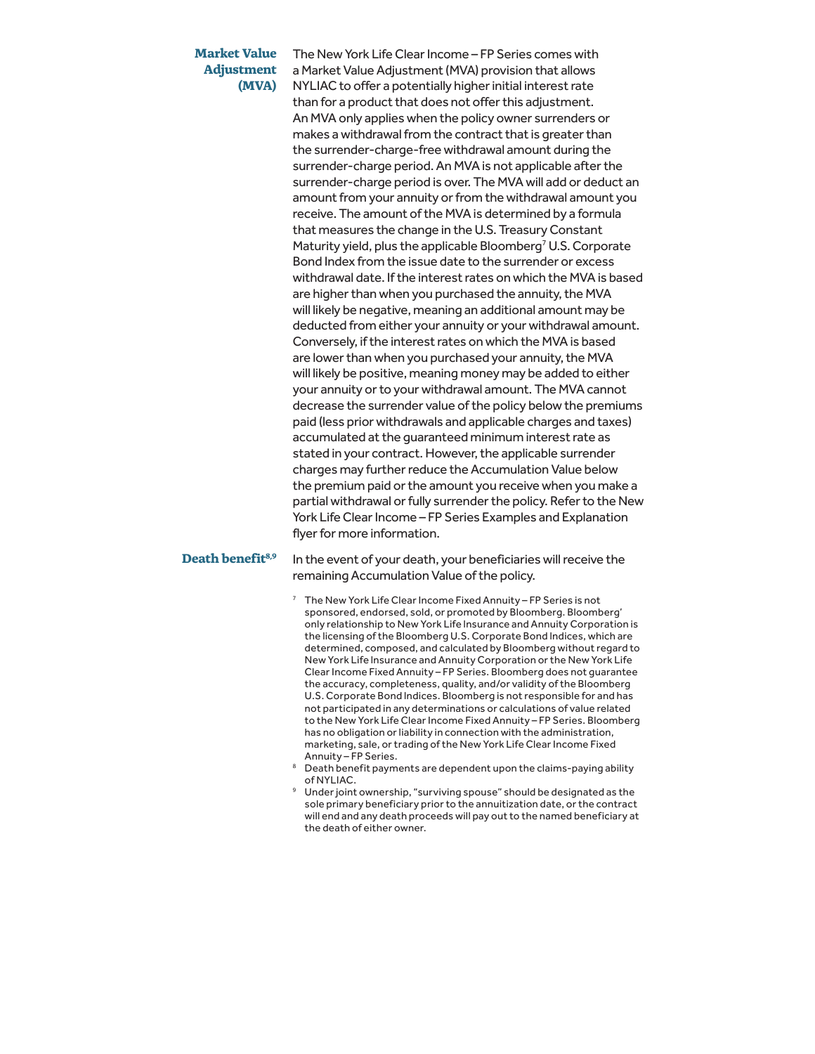### Market Value Adjustment (MVA)

The New York Life Clear Income – FP Series comes with a Market Value Adjustment (MVA) provision that allows NYLIAC to offer a potentially higher initial interest rate than for a product that does not offer this adjustment. An MVA only applies when the policy owner surrenders or makes a withdrawal from the contract that is greater than the surrender-charge-free withdrawal amount during the surrender-charge period. An MVA is not applicable after the surrender-charge period is over. The MVA will add or deduct an amount from your annuity or from the withdrawal amount you receive. The amount of the MVA is determined by a formula that measures the change in the U.S. Treasury Constant Maturity yield, plus the applicable Bloomberg[7] U.S. Corporate Bond Index from the issue date to the surrender or excess withdrawal date. If the interest rates on which the MVA is based are higher than when you purchased the annuity, the MVA will likely be negative, meaning an additional amount may be deducted from either your annuity or your withdrawal amount. Conversely, if the interest rates on which the MVA is based are lower than when you purchased your annuity, the MVA will likely be positive, meaning money may be added to either your annuity or to your withdrawal amount. The MVA cannot decrease the surrender value of the policy below the premiums paid (less prior withdrawals and applicable charges and taxes) accumulated at the guaranteed minimum interest rate as stated in your contract. However, the applicable surrender charges may further reduce the Accumulation Value below the premium paid or the amount you receive when you make a partial withdrawal or fully surrender the policy. Refer to the New York Life Clear Income – FP Series Examples and Explanation flyer for more information.

### Death benefit[8,9]

In the event of your death, your beneficiaries will receive the remaining Accumulation Value of the policy.

[7] The New York Life Clear Income Fixed Annuity – FP Series is not sponsored, endorsed, sold, or promoted by Bloomberg. Bloomberg' only relationship to New York Life Insurance and Annuity Corporation is the licensing of the Bloomberg U.S. Corporate Bond Indices, which are determined, composed, and calculated by Bloomberg without regard to New York Life Insurance and Annuity Corporation or the New York Life Clear Income Fixed Annuity – FP Series. Bloomberg does not guarantee the accuracy, completeness, quality, and/or validity of the Bloomberg U.S. Corporate Bond Indices. Bloomberg is not responsible for and has not participated in any determinations or calculations of value related to the New York Life Clear Income Fixed Annuity – FP Series. Bloomberg has no obligation or liability in connection with the administration, marketing, sale, or trading of the New York Life Clear Income Fixed Annuity – FP Series.

[8] Death benefit payments are dependent upon the claims-paying ability of NYLIAC.

[9] Under joint ownership, "surviving spouse" should be designated as the sole primary beneficiary prior to the annuitization date, or the contract will end and any death proceeds will pay out to the named beneficiary at the death of either owner.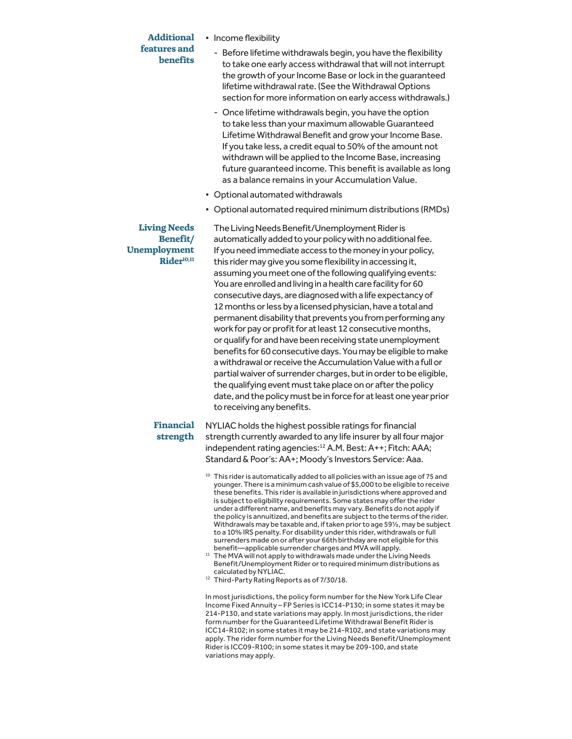### Additional features and benefits

- Income flexibility
  - Before lifetime withdrawals begin, you have the flexibility to take one early access withdrawal that will not interrupt the growth of your Income Base or lock in the guaranteed lifetime withdrawal rate. (See the Withdrawal Options section for more information on early access withdrawals.)
  - Once lifetime withdrawals begin, you have the option to take less than your maximum allowable Guaranteed Lifetime Withdrawal Benefit and grow your Income Base. If you take less, a credit equal to 50% of the amount not withdrawn will be applied to the Income Base, increasing future guaranteed income. This benefit is available as long as a balance remains in your Accumulation Value.
- Optional automated withdrawals
- Optional automated required minimum distributions (RMDs)

### Living Needs Benefit/ Unemployment Rider[10,11]

The Living Needs Benefit/Unemployment Rider is automatically added to your policy with no additional fee. If you need immediate access to the money in your policy, this rider may give you some flexibility in accessing it, assuming you meet one of the following qualifying events: You are enrolled and living in a health care facility for 60 consecutive days, are diagnosed with a life expectancy of 12 months or less by a licensed physician, have a total and permanent disability that prevents you from performing any work for pay or profit for at least 12 consecutive months, or qualify for and have been receiving state unemployment benefits for 60 consecutive days. You may be eligible to make a withdrawal or receive the Accumulation Value with a full or partial waiver of surrender charges, but in order to be eligible, the qualifying event must take place on or after the policy date, and the policy must be in force for at least one year prior to receiving any benefits.

### Financial strength

NYLIAC holds the highest possible ratings for financial strength currently awarded to any life insurer by all four major independent rating agencies:[12] A.M. Best: A++; Fitch: AAA; Standard & Poor's: AA+; Moody's Investors Service: Aaa.

[10] This rider is automatically added to all policies with an issue age of 75 and younger. There is a minimum cash value of $5,000 to be eligible to receive these benefits. This rider is available in jurisdictions where approved and is subject to eligibility requirements. Some states may offer the rider under a different name, and benefits may vary. Benefits do not apply if the policy is annuitized, and benefits are subject to the terms of the rider. Withdrawals may be taxable and, if taken prior to age 59½, may be subject to a 10% IRS penalty. For disability under this rider, withdrawals or full surrenders made on or after your 66th birthday are not eligible for this benefit—applicable surrender charges and MVA will apply.

[11] The MVA will not apply to withdrawals made under the Living Needs Benefit/Unemployment Rider or to required minimum distributions as calculated by NYLIAC.

[12] Third-Party Rating Reports as of 7/30/18.

In most jurisdictions, the policy form number for the New York Life Clear Income Fixed Annuity – FP Series is ICC14-P130; in some states it may be 214-P130, and state variations may apply. In most jurisdictions, the rider form number for the Guaranteed Lifetime Withdrawal Benefit Rider is ICC14-R102; in some states it may be 214-R102, and state variations may apply. The rider form number for the Living Needs Benefit/Unemployment Rider is ICC09-R100; in some states it may be 209-100, and state variations may apply.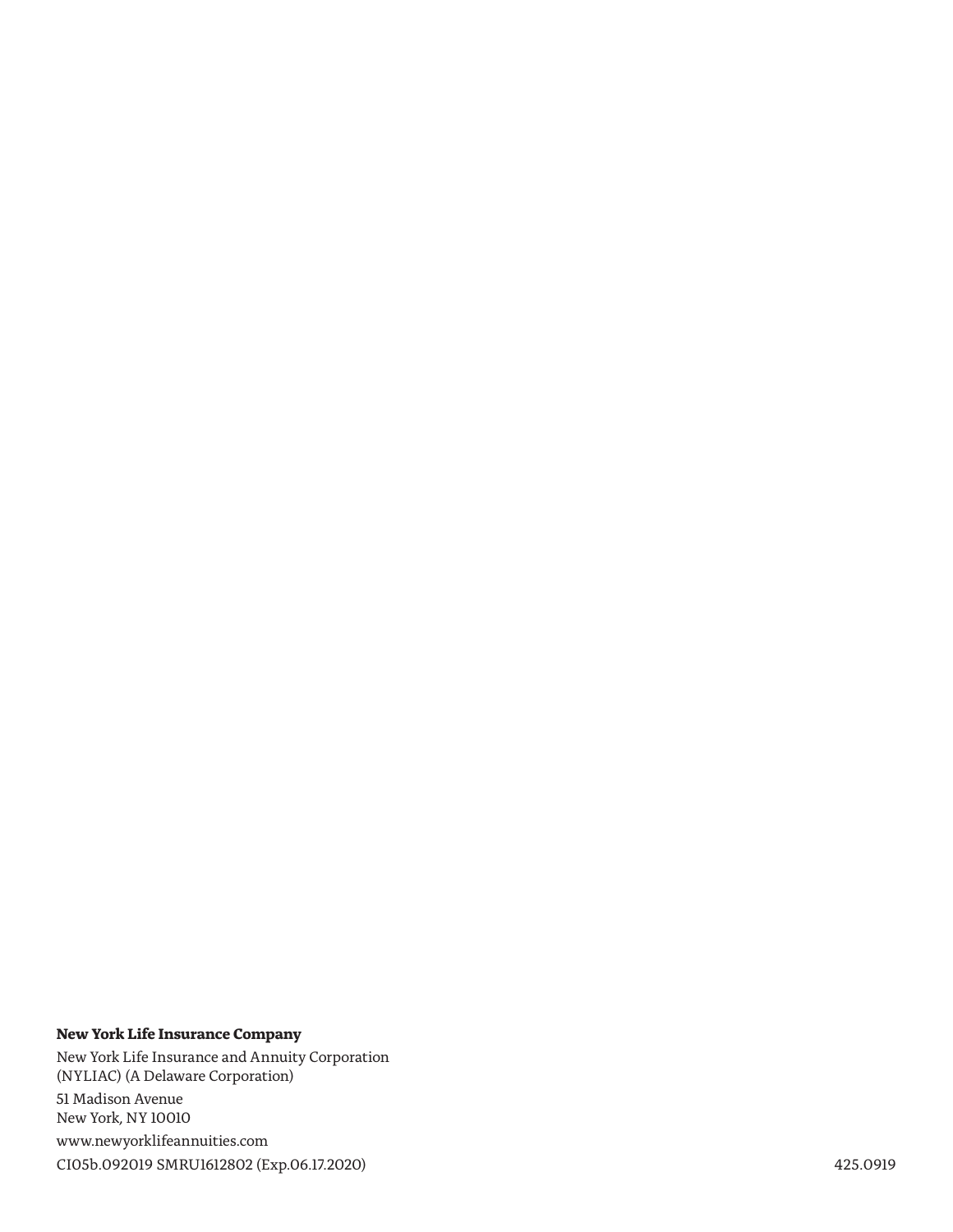**New York Life Insurance Company**

New York Life Insurance and Annuity Corporation
(NYLIAC) (A Delaware Corporation)

51 Madison Avenue
New York, NY 10010

www.newyorklifeannuities.com

CI05b.092019 SMRU1612802 (Exp.06.17.2020)

425.0919